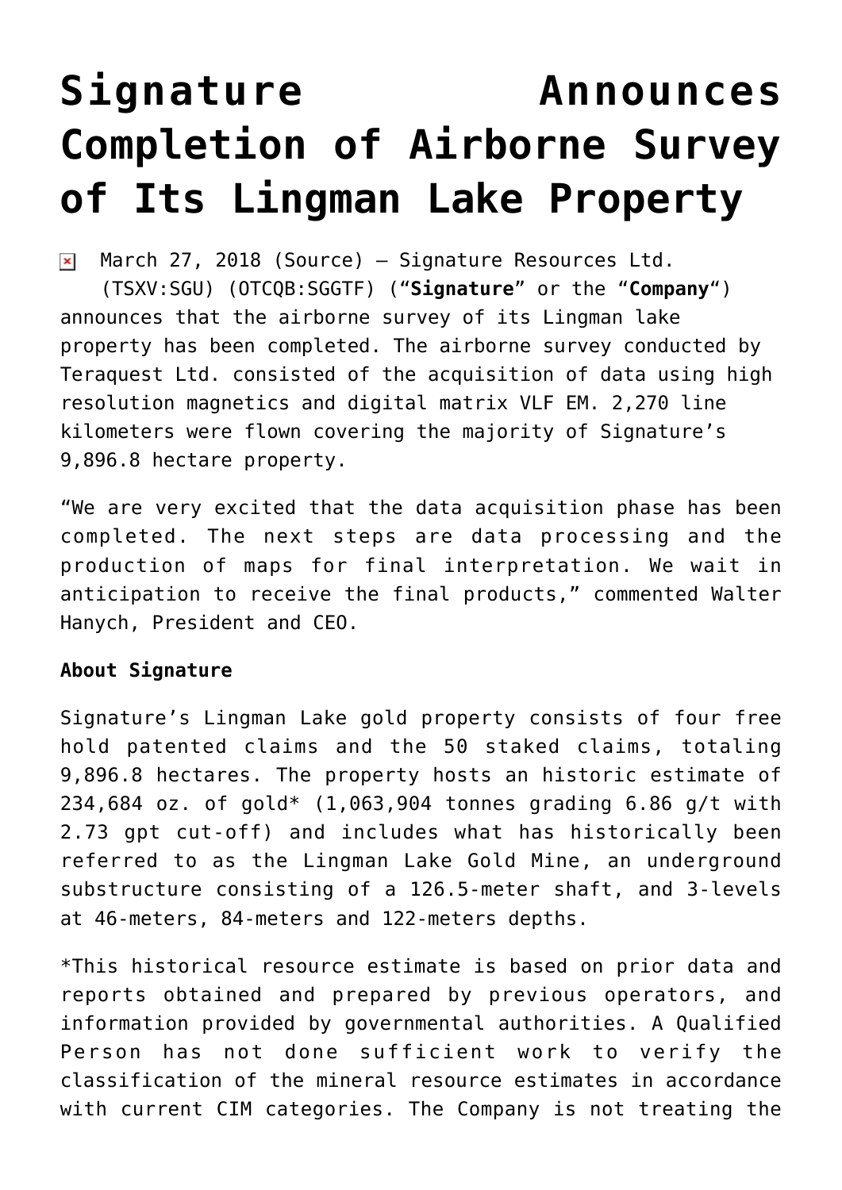# Signature Announces Completion of Airborne Survey of Its Lingman Lake Property

March 27, 2018 (Source) — Signature Resources Ltd. (TSXV:SGU) (OTCQB:SGGTF) ("**Signature**" or the "**Company**") announces that the airborne survey of its Lingman lake property has been completed. The airborne survey conducted by Teraquest Ltd. consisted of the acquisition of data using high resolution magnetics and digital matrix VLF EM. 2,270 line kilometers were flown covering the majority of Signature's 9,896.8 hectare property.

"We are very excited that the data acquisition phase has been completed. The next steps are data processing and the production of maps for final interpretation. We wait in anticipation to receive the final products," commented Walter Hanych, President and CEO.

**About Signature**

Signature's Lingman Lake gold property consists of four free hold patented claims and the 50 staked claims, totaling 9,896.8 hectares. The property hosts an historic estimate of 234,684 oz. of gold* (1,063,904 tonnes grading 6.86 g/t with 2.73 gpt cut-off) and includes what has historically been referred to as the Lingman Lake Gold Mine, an underground substructure consisting of a 126.5-meter shaft, and 3-levels at 46-meters, 84-meters and 122-meters depths.

*This historical resource estimate is based on prior data and reports obtained and prepared by previous operators, and information provided by governmental authorities. A Qualified Person has not done sufficient work to verify the classification of the mineral resource estimates in accordance with current CIM categories. The Company is not treating the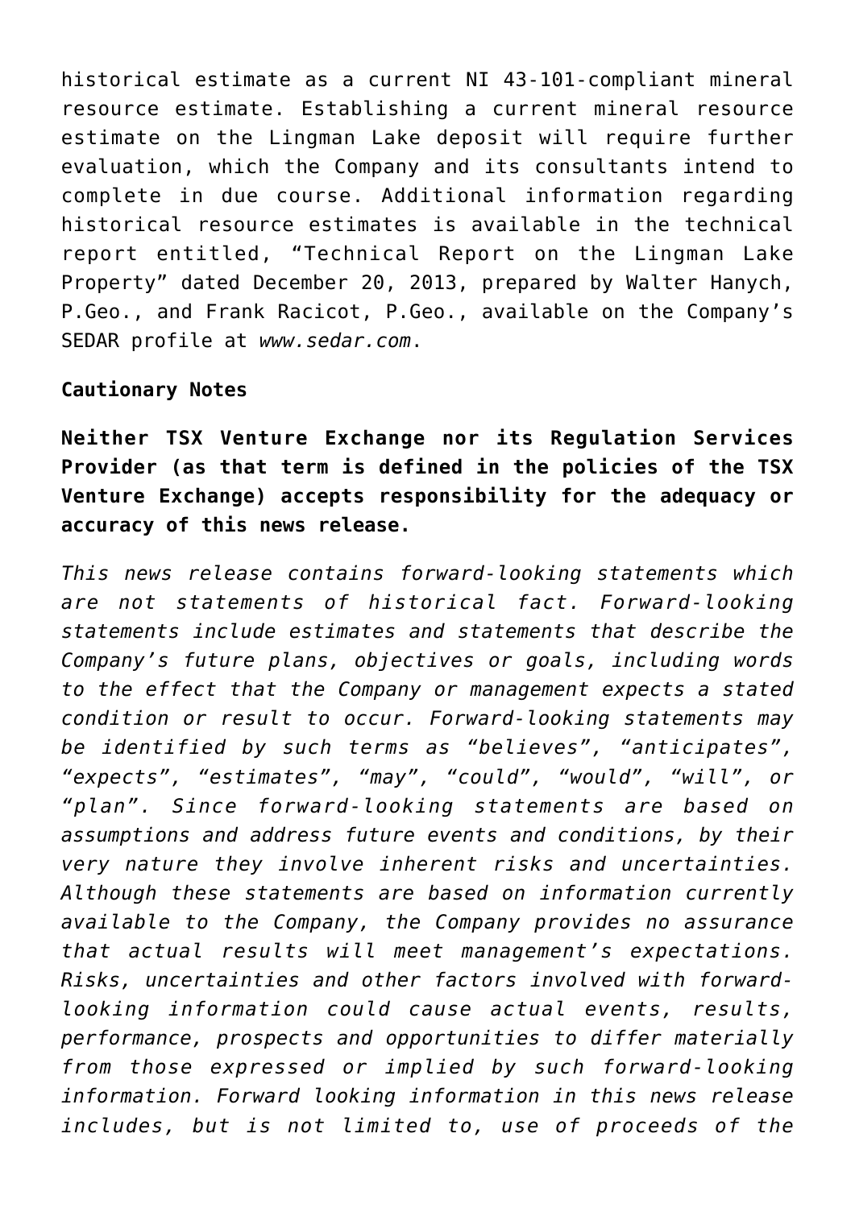historical estimate as a current NI 43-101-compliant mineral resource estimate. Establishing a current mineral resource estimate on the Lingman Lake deposit will require further evaluation, which the Company and its consultants intend to complete in due course. Additional information regarding historical resource estimates is available in the technical report entitled, "Technical Report on the Lingman Lake Property" dated December 20, 2013, prepared by Walter Hanych, P.Geo., and Frank Racicot, P.Geo., available on the Company's SEDAR profile at *www.sedar.com*.

**Cautionary Notes**

**Neither TSX Venture Exchange nor its Regulation Services Provider (as that term is defined in the policies of the TSX Venture Exchange) accepts responsibility for the adequacy or accuracy of this news release.**

*This news release contains forward-looking statements which are not statements of historical fact. Forward-looking statements include estimates and statements that describe the Company's future plans, objectives or goals, including words to the effect that the Company or management expects a stated condition or result to occur. Forward-looking statements may be identified by such terms as "believes", "anticipates", "expects", "estimates", "may", "could", "would", "will", or "plan". Since forward-looking statements are based on assumptions and address future events and conditions, by their very nature they involve inherent risks and uncertainties. Although these statements are based on information currently available to the Company, the Company provides no assurance that actual results will meet management's expectations. Risks, uncertainties and other factors involved with forward-looking information could cause actual events, results, performance, prospects and opportunities to differ materially from those expressed or implied by such forward-looking information. Forward looking information in this news release includes, but is not limited to, use of proceeds of the*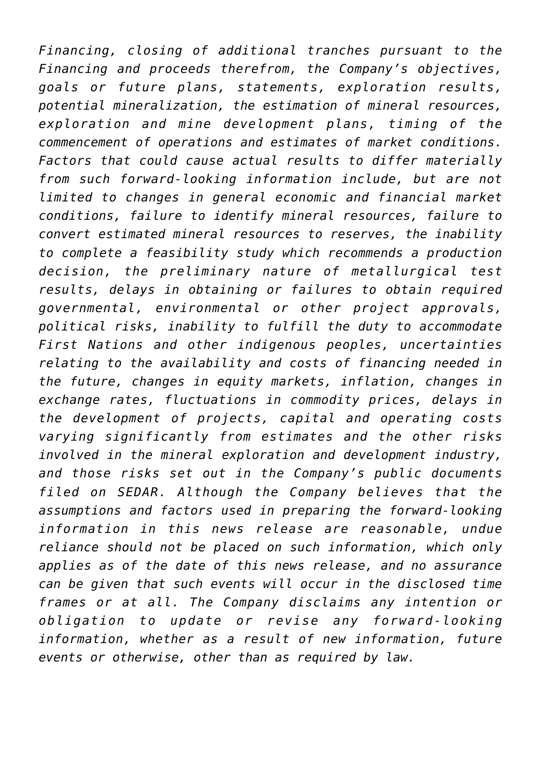*Financing, closing of additional tranches pursuant to the Financing and proceeds therefrom, the Company's objectives, goals or future plans, statements, exploration results, potential mineralization, the estimation of mineral resources, exploration and mine development plans, timing of the commencement of operations and estimates of market conditions. Factors that could cause actual results to differ materially from such forward-looking information include, but are not limited to changes in general economic and financial market conditions, failure to identify mineral resources, failure to convert estimated mineral resources to reserves, the inability to complete a feasibility study which recommends a production decision, the preliminary nature of metallurgical test results, delays in obtaining or failures to obtain required governmental, environmental or other project approvals, political risks, inability to fulfill the duty to accommodate First Nations and other indigenous peoples, uncertainties relating to the availability and costs of financing needed in the future, changes in equity markets, inflation, changes in exchange rates, fluctuations in commodity prices, delays in the development of projects, capital and operating costs varying significantly from estimates and the other risks involved in the mineral exploration and development industry, and those risks set out in the Company's public documents filed on SEDAR. Although the Company believes that the assumptions and factors used in preparing the forward-looking information in this news release are reasonable, undue reliance should not be placed on such information, which only applies as of the date of this news release, and no assurance can be given that such events will occur in the disclosed time frames or at all. The Company disclaims any intention or obligation to update or revise any forward-looking information, whether as a result of new information, future events or otherwise, other than as required by law.*